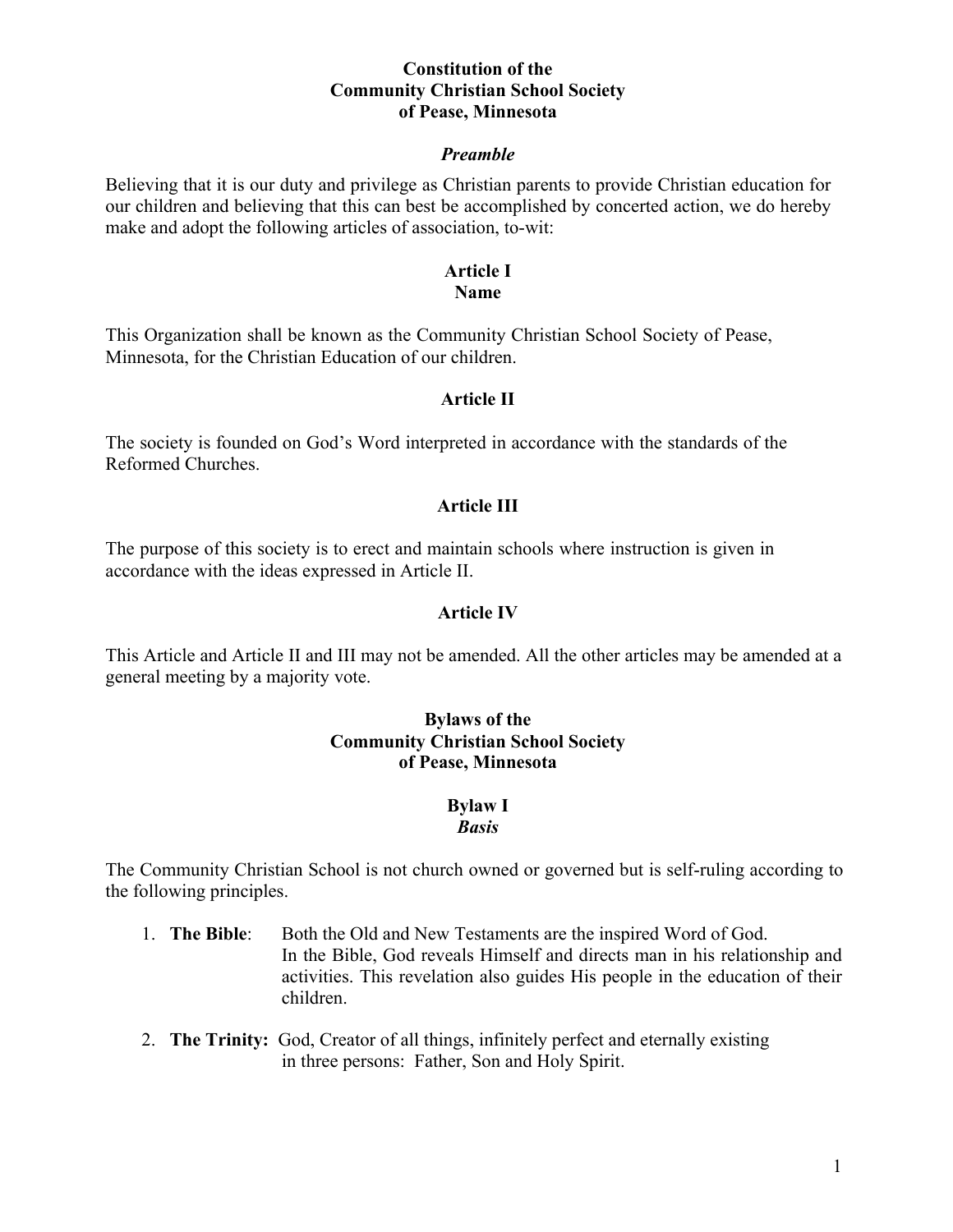# Constitution of the Community Christian School Society of Pease, Minnesota

### *Preamble*

Believing that it is our duty and privilege as Christian parents to provide Christian education for our children and believing that this can best be accomplished by concerted action, we do hereby make and adopt the following articles of association, to-wit:

## Article I
## Name

This Organization shall be known as the Community Christian School Society of Pease, Minnesota, for the Christian Education of our children.

## Article II

The society is founded on God's Word interpreted in accordance with the standards of the Reformed Churches.

## Article III

The purpose of this society is to erect and maintain schools where instruction is given in accordance with the ideas expressed in Article II.

## Article IV

This Article and Article II and III may not be amended. All the other articles may be amended at a general meeting by a majority vote.

# Bylaws of the Community Christian School Society of Pease, Minnesota

## Bylaw I
### *Basis*

The Community Christian School is not church owned or governed but is self-ruling according to the following principles.

1. **The Bible**: Both the Old and New Testaments are the inspired Word of God. In the Bible, God reveals Himself and directs man in his relationship and activities. This revelation also guides His people in the education of their children.

2. **The Trinity:** God, Creator of all things, infinitely perfect and eternally existing in three persons: Father, Son and Holy Spirit.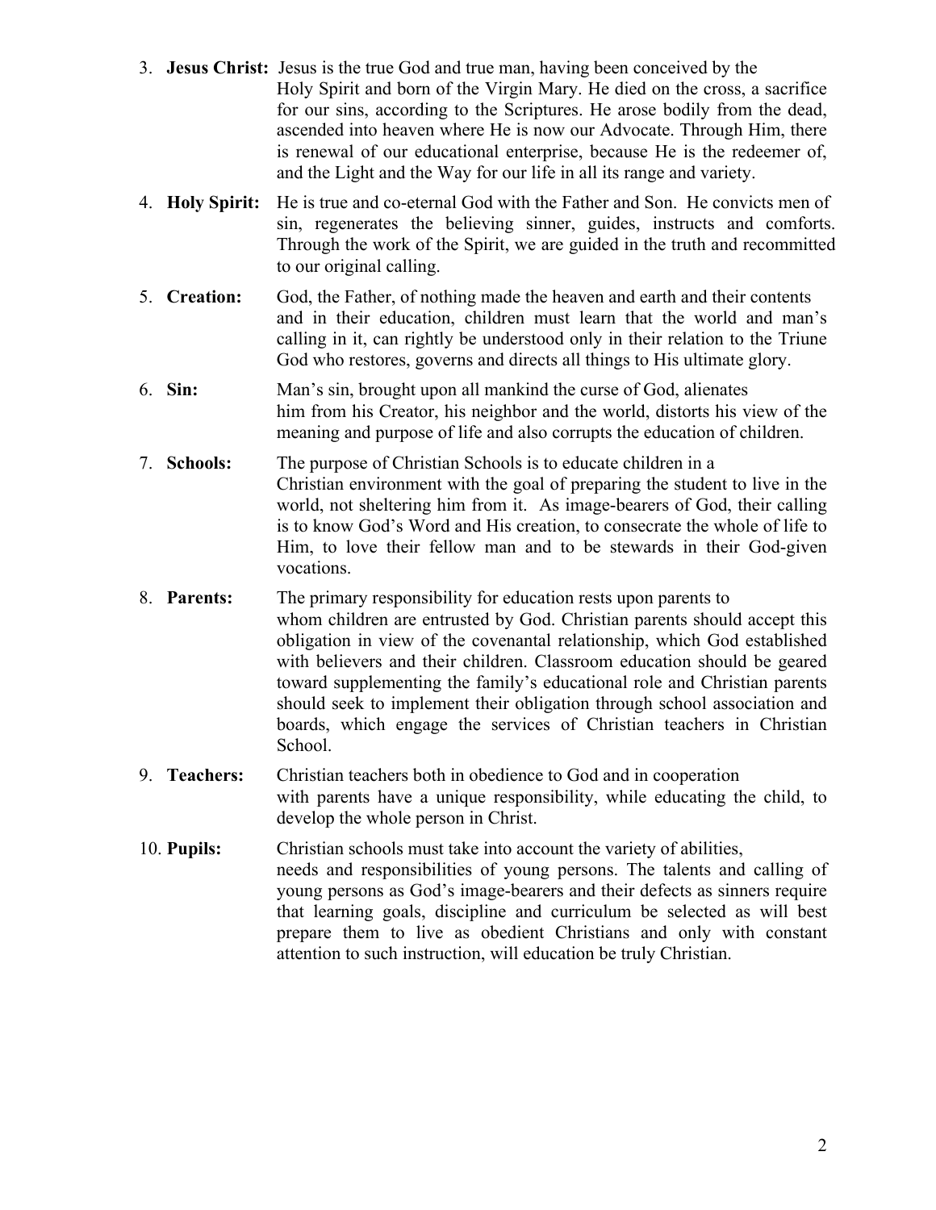3. **Jesus Christ:** Jesus is the true God and true man, having been conceived by the Holy Spirit and born of the Virgin Mary. He died on the cross, a sacrifice for our sins, according to the Scriptures. He arose bodily from the dead, ascended into heaven where He is now our Advocate. Through Him, there is renewal of our educational enterprise, because He is the redeemer of, and the Light and the Way for our life in all its range and variety.

4. **Holy Spirit:** He is true and co-eternal God with the Father and Son. He convicts men of sin, regenerates the believing sinner, guides, instructs and comforts. Through the work of the Spirit, we are guided in the truth and recommitted to our original calling.

5. **Creation:** God, the Father, of nothing made the heaven and earth and their contents and in their education, children must learn that the world and man's calling in it, can rightly be understood only in their relation to the Triune God who restores, governs and directs all things to His ultimate glory.

6. **Sin:** Man's sin, brought upon all mankind the curse of God, alienates him from his Creator, his neighbor and the world, distorts his view of the meaning and purpose of life and also corrupts the education of children.

7. **Schools:** The purpose of Christian Schools is to educate children in a Christian environment with the goal of preparing the student to live in the world, not sheltering him from it. As image-bearers of God, their calling is to know God's Word and His creation, to consecrate the whole of life to Him, to love their fellow man and to be stewards in their God-given vocations.

8. **Parents:** The primary responsibility for education rests upon parents to whom children are entrusted by God. Christian parents should accept this obligation in view of the covenantal relationship, which God established with believers and their children. Classroom education should be geared toward supplementing the family's educational role and Christian parents should seek to implement their obligation through school association and boards, which engage the services of Christian teachers in Christian School.

9. **Teachers:** Christian teachers both in obedience to God and in cooperation with parents have a unique responsibility, while educating the child, to develop the whole person in Christ.

10. **Pupils:** Christian schools must take into account the variety of abilities, needs and responsibilities of young persons. The talents and calling of young persons as God's image-bearers and their defects as sinners require that learning goals, discipline and curriculum be selected as will best prepare them to live as obedient Christians and only with constant attention to such instruction, will education be truly Christian.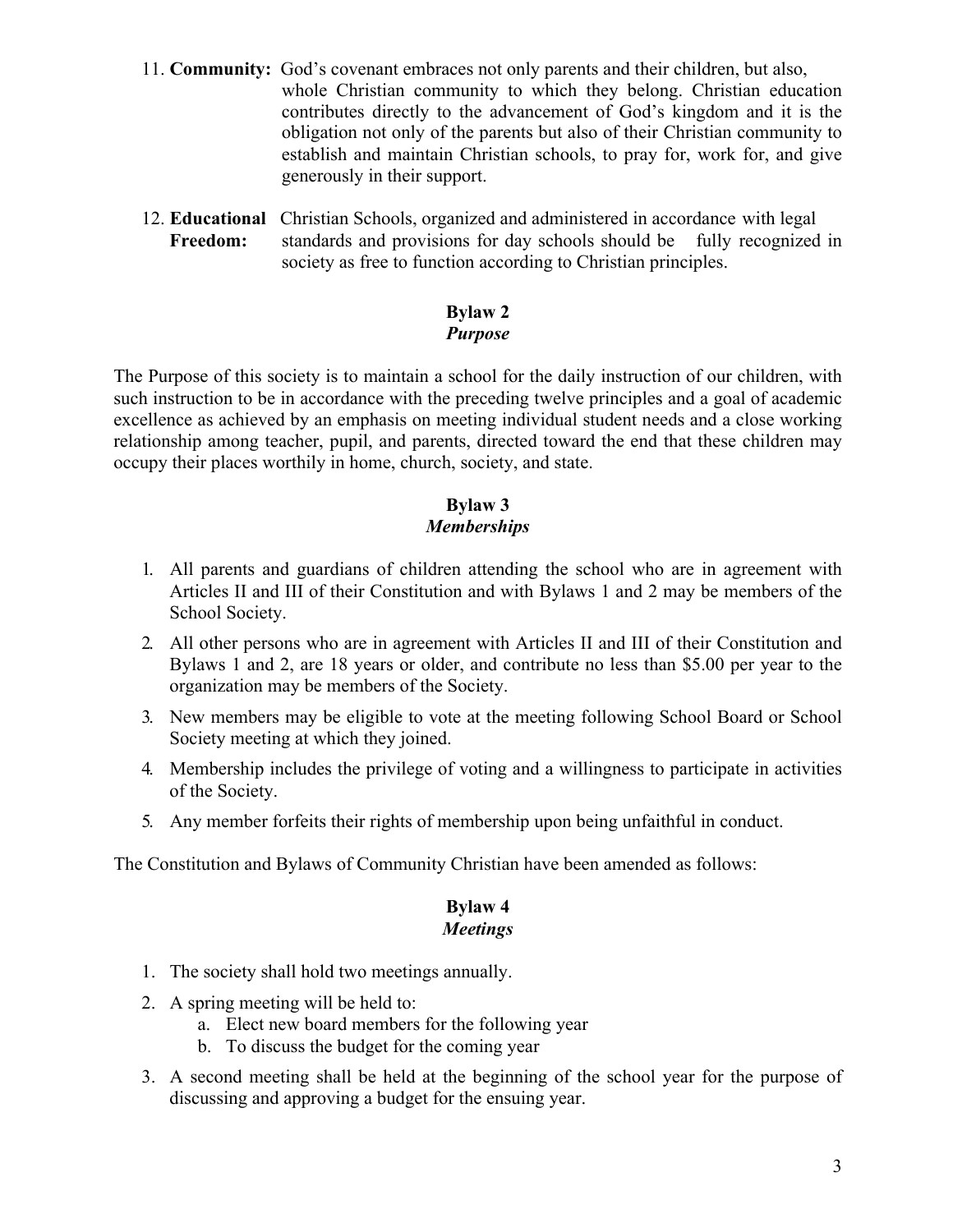11. **Community:** God's covenant embraces not only parents and their children, but also, whole Christian community to which they belong. Christian education contributes directly to the advancement of God's kingdom and it is the obligation not only of the parents but also of their Christian community to establish and maintain Christian schools, to pray for, work for, and give generously in their support.

12. **Educational Freedom:** Christian Schools, organized and administered in accordance with legal standards and provisions for day schools should be fully recognized in society as free to function according to Christian principles.

## Bylaw 2
### *Purpose*

The Purpose of this society is to maintain a school for the daily instruction of our children, with such instruction to be in accordance with the preceding twelve principles and a goal of academic excellence as achieved by an emphasis on meeting individual student needs and a close working relationship among teacher, pupil, and parents, directed toward the end that these children may occupy their places worthily in home, church, society, and state.

## Bylaw 3
### *Memberships*

1. All parents and guardians of children attending the school who are in agreement with Articles II and III of their Constitution and with Bylaws 1 and 2 may be members of the School Society.
2. All other persons who are in agreement with Articles II and III of their Constitution and Bylaws 1 and 2, are 18 years or older, and contribute no less than $5.00 per year to the organization may be members of the Society.
3. New members may be eligible to vote at the meeting following School Board or School Society meeting at which they joined.
4. Membership includes the privilege of voting and a willingness to participate in activities of the Society.
5. Any member forfeits their rights of membership upon being unfaithful in conduct.

The Constitution and Bylaws of Community Christian have been amended as follows:

## Bylaw 4
### *Meetings*

1. The society shall hold two meetings annually.
2. A spring meeting will be held to:
   a. Elect new board members for the following year
   b. To discuss the budget for the coming year
3. A second meeting shall be held at the beginning of the school year for the purpose of discussing and approving a budget for the ensuing year.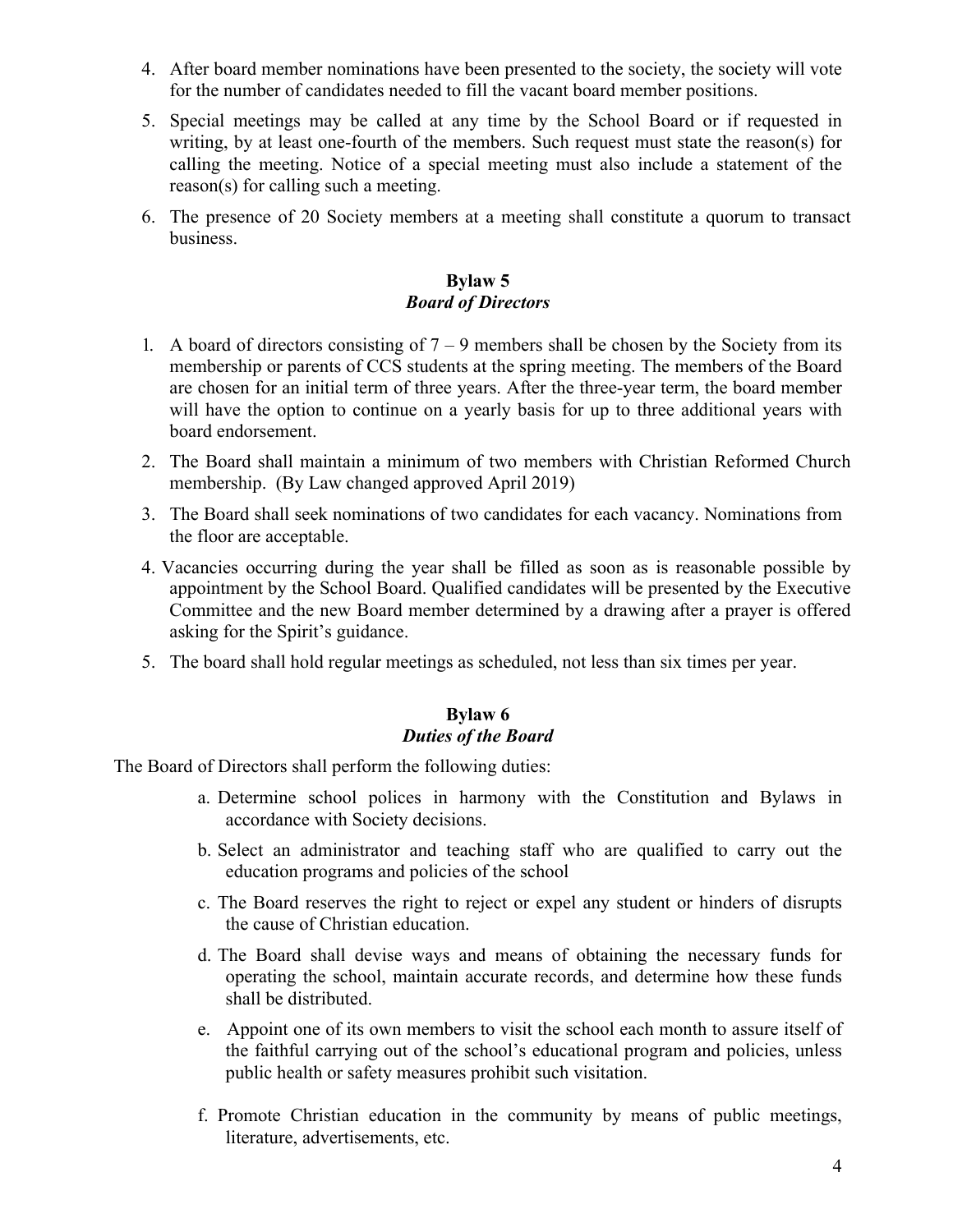4. After board member nominations have been presented to the society, the society will vote for the number of candidates needed to fill the vacant board member positions.
5. Special meetings may be called at any time by the School Board or if requested in writing, by at least one-fourth of the members. Such request must state the reason(s) for calling the meeting. Notice of a special meeting must also include a statement of the reason(s) for calling such a meeting.
6. The presence of 20 Society members at a meeting shall constitute a quorum to transact business.

### Bylaw 5
### *Board of Directors*

1. A board of directors consisting of 7 – 9 members shall be chosen by the Society from its membership or parents of CCS students at the spring meeting. The members of the Board are chosen for an initial term of three years. After the three-year term, the board member will have the option to continue on a yearly basis for up to three additional years with board endorsement.
2. The Board shall maintain a minimum of two members with Christian Reformed Church membership. (By Law changed approved April 2019)
3. The Board shall seek nominations of two candidates for each vacancy. Nominations from the floor are acceptable.
4. Vacancies occurring during the year shall be filled as soon as is reasonable possible by appointment by the School Board. Qualified candidates will be presented by the Executive Committee and the new Board member determined by a drawing after a prayer is offered asking for the Spirit's guidance.
5. The board shall hold regular meetings as scheduled, not less than six times per year.

### Bylaw 6
### *Duties of the Board*

The Board of Directors shall perform the following duties:

a. Determine school polices in harmony with the Constitution and Bylaws in accordance with Society decisions.

b. Select an administrator and teaching staff who are qualified to carry out the education programs and policies of the school

c. The Board reserves the right to reject or expel any student or hinders of disrupts the cause of Christian education.

d. The Board shall devise ways and means of obtaining the necessary funds for operating the school, maintain accurate records, and determine how these funds shall be distributed.

e. Appoint one of its own members to visit the school each month to assure itself of the faithful carrying out of the school's educational program and policies, unless public health or safety measures prohibit such visitation.

f. Promote Christian education in the community by means of public meetings, literature, advertisements, etc.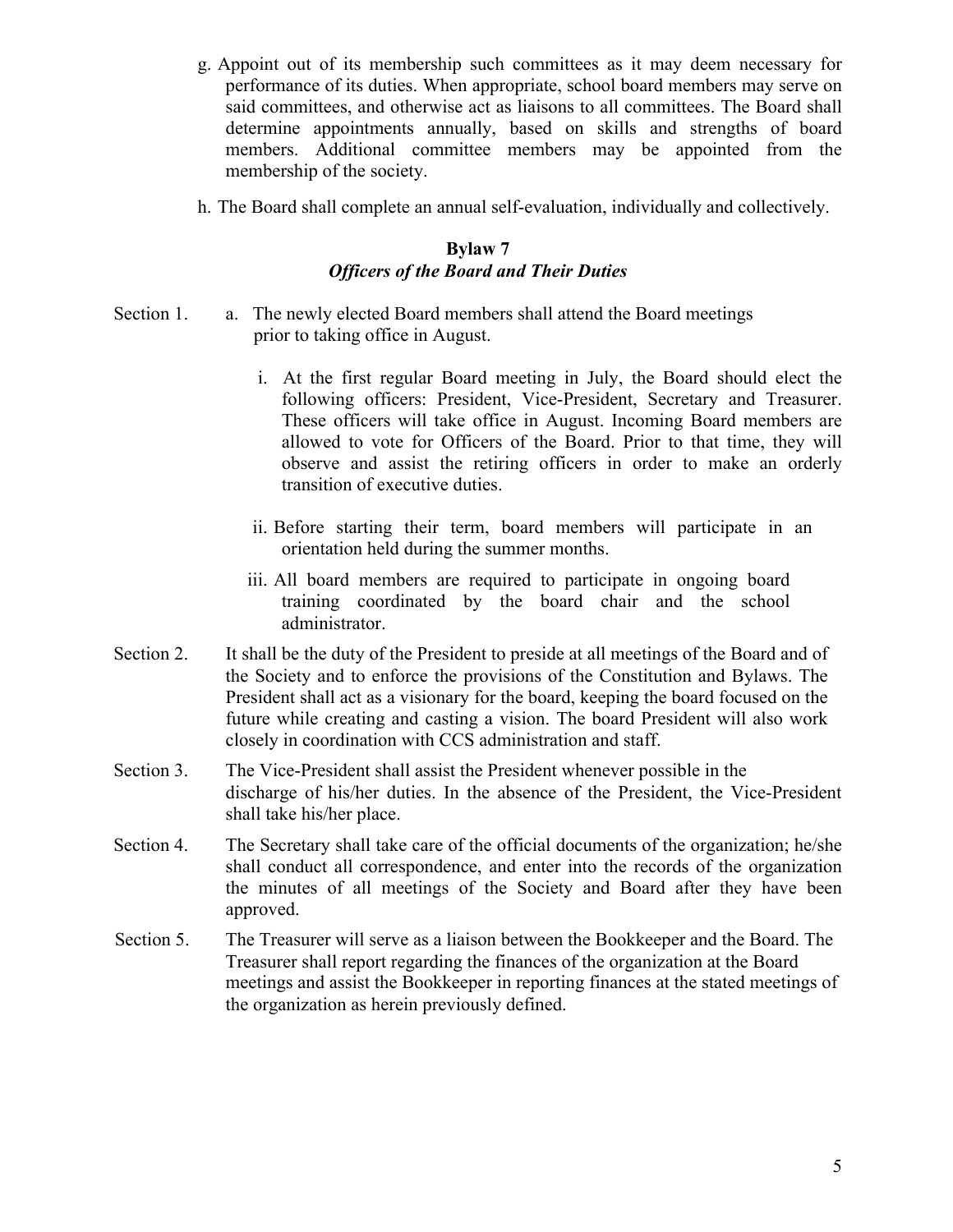g. Appoint out of its membership such committees as it may deem necessary for performance of its duties. When appropriate, school board members may serve on said committees, and otherwise act as liaisons to all committees. The Board shall determine appointments annually, based on skills and strengths of board members. Additional committee members may be appointed from the membership of the society.

h. The Board shall complete an annual self-evaluation, individually and collectively.

### Bylaw 7
### *Officers of the Board and Their Duties*

Section 1. a. The newly elected Board members shall attend the Board meetings prior to taking office in August.

i. At the first regular Board meeting in July, the Board should elect the following officers: President, Vice-President, Secretary and Treasurer. These officers will take office in August. Incoming Board members are allowed to vote for Officers of the Board. Prior to that time, they will observe and assist the retiring officers in order to make an orderly transition of executive duties.

ii. Before starting their term, board members will participate in an orientation held during the summer months.

iii. All board members are required to participate in ongoing board training coordinated by the board chair and the school administrator.

Section 2. It shall be the duty of the President to preside at all meetings of the Board and of the Society and to enforce the provisions of the Constitution and Bylaws. The President shall act as a visionary for the board, keeping the board focused on the future while creating and casting a vision. The board President will also work closely in coordination with CCS administration and staff.

Section 3. The Vice-President shall assist the President whenever possible in the discharge of his/her duties. In the absence of the President, the Vice-President shall take his/her place.

Section 4. The Secretary shall take care of the official documents of the organization; he/she shall conduct all correspondence, and enter into the records of the organization the minutes of all meetings of the Society and Board after they have been approved.

Section 5. The Treasurer will serve as a liaison between the Bookkeeper and the Board. The Treasurer shall report regarding the finances of the organization at the Board meetings and assist the Bookkeeper in reporting finances at the stated meetings of the organization as herein previously defined.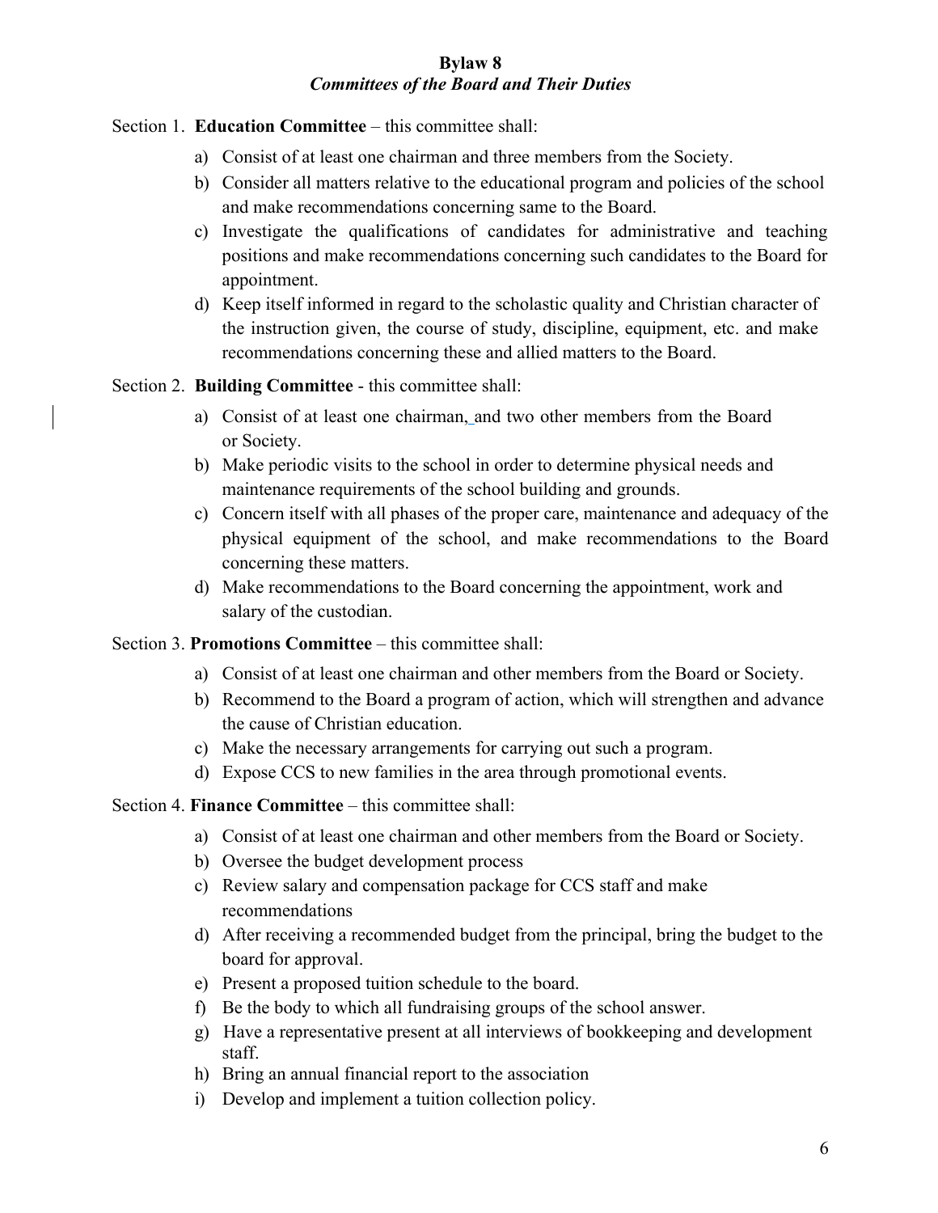## Bylaw 8

### *Committees of the Board and Their Duties*

Section 1. **Education Committee** – this committee shall:

a) Consist of at least one chairman and three members from the Society.
b) Consider all matters relative to the educational program and policies of the school and make recommendations concerning same to the Board.
c) Investigate the qualifications of candidates for administrative and teaching positions and make recommendations concerning such candidates to the Board for appointment.
d) Keep itself informed in regard to the scholastic quality and Christian character of the instruction given, the course of study, discipline, equipment, etc. and make recommendations concerning these and allied matters to the Board.

Section 2. **Building Committee** - this committee shall:

a) Consist of at least one chairman, and two other members from the Board or Society.
b) Make periodic visits to the school in order to determine physical needs and maintenance requirements of the school building and grounds.
c) Concern itself with all phases of the proper care, maintenance and adequacy of the physical equipment of the school, and make recommendations to the Board concerning these matters.
d) Make recommendations to the Board concerning the appointment, work and salary of the custodian.

Section 3. **Promotions Committee** – this committee shall:

a) Consist of at least one chairman and other members from the Board or Society.
b) Recommend to the Board a program of action, which will strengthen and advance the cause of Christian education.
c) Make the necessary arrangements for carrying out such a program.
d) Expose CCS to new families in the area through promotional events.

Section 4. **Finance Committee** – this committee shall:

a) Consist of at least one chairman and other members from the Board or Society.
b) Oversee the budget development process
c) Review salary and compensation package for CCS staff and make recommendations
d) After receiving a recommended budget from the principal, bring the budget to the board for approval.
e) Present a proposed tuition schedule to the board.
f) Be the body to which all fundraising groups of the school answer.
g) Have a representative present at all interviews of bookkeeping and development staff.
h) Bring an annual financial report to the association
i) Develop and implement a tuition collection policy.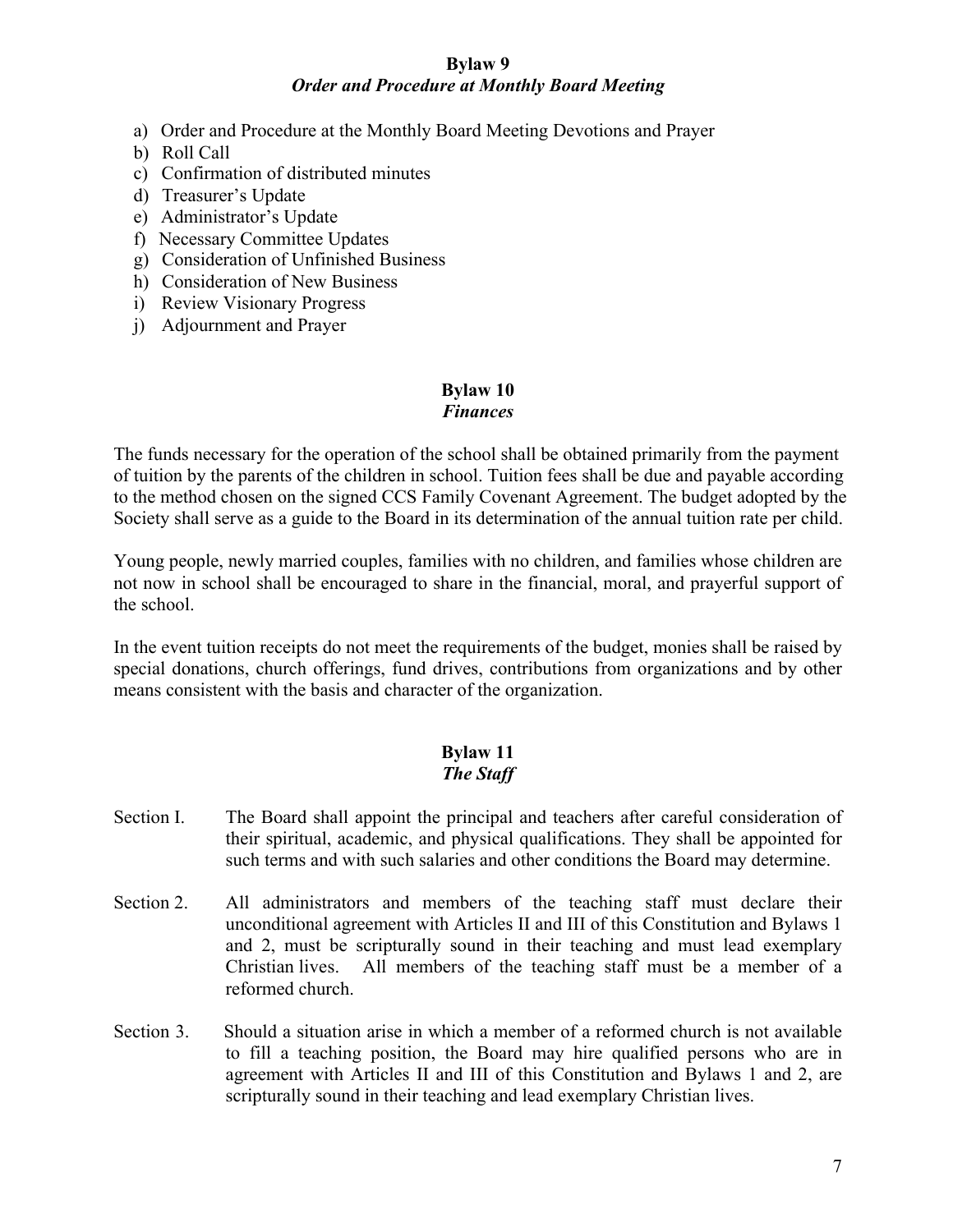## Bylaw 9

### *Order and Procedure at Monthly Board Meeting*

a) Order and Procedure at the Monthly Board Meeting Devotions and Prayer
b) Roll Call
c) Confirmation of distributed minutes
d) Treasurer's Update
e) Administrator's Update
f) Necessary Committee Updates
g) Consideration of Unfinished Business
h) Consideration of New Business
i) Review Visionary Progress
j) Adjournment and Prayer

## Bylaw 10

### *Finances*

The funds necessary for the operation of the school shall be obtained primarily from the payment of tuition by the parents of the children in school. Tuition fees shall be due and payable according to the method chosen on the signed CCS Family Covenant Agreement. The budget adopted by the Society shall serve as a guide to the Board in its determination of the annual tuition rate per child.

Young people, newly married couples, families with no children, and families whose children are not now in school shall be encouraged to share in the financial, moral, and prayerful support of the school.

In the event tuition receipts do not meet the requirements of the budget, monies shall be raised by special donations, church offerings, fund drives, contributions from organizations and by other means consistent with the basis and character of the organization.

## Bylaw 11

### *The Staff*

Section I. The Board shall appoint the principal and teachers after careful consideration of their spiritual, academic, and physical qualifications. They shall be appointed for such terms and with such salaries and other conditions the Board may determine.

Section 2. All administrators and members of the teaching staff must declare their unconditional agreement with Articles II and III of this Constitution and Bylaws 1 and 2, must be scripturally sound in their teaching and must lead exemplary Christian lives. All members of the teaching staff must be a member of a reformed church.

Section 3. Should a situation arise in which a member of a reformed church is not available to fill a teaching position, the Board may hire qualified persons who are in agreement with Articles II and III of this Constitution and Bylaws 1 and 2, are scripturally sound in their teaching and lead exemplary Christian lives.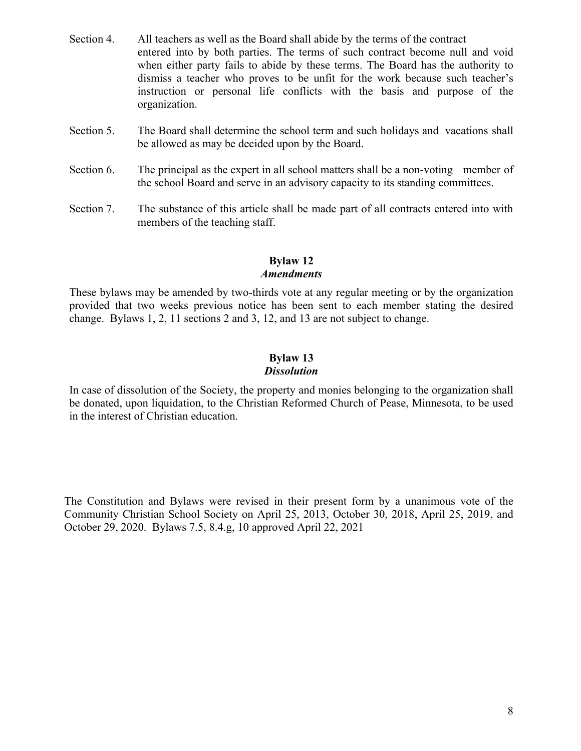Section 4. All teachers as well as the Board shall abide by the terms of the contract entered into by both parties. The terms of such contract become null and void when either party fails to abide by these terms. The Board has the authority to dismiss a teacher who proves to be unfit for the work because such teacher's instruction or personal life conflicts with the basis and purpose of the organization.

Section 5. The Board shall determine the school term and such holidays and vacations shall be allowed as may be decided upon by the Board.

Section 6. The principal as the expert in all school matters shall be a non-voting member of the school Board and serve in an advisory capacity to its standing committees.

Section 7. The substance of this article shall be made part of all contracts entered into with members of the teaching staff.

## Bylaw 12
### *Amendments*

These bylaws may be amended by two-thirds vote at any regular meeting or by the organization provided that two weeks previous notice has been sent to each member stating the desired change. Bylaws 1, 2, 11 sections 2 and 3, 12, and 13 are not subject to change.

## Bylaw 13
### *Dissolution*

In case of dissolution of the Society, the property and monies belonging to the organization shall be donated, upon liquidation, to the Christian Reformed Church of Pease, Minnesota, to be used in the interest of Christian education.

The Constitution and Bylaws were revised in their present form by a unanimous vote of the Community Christian School Society on April 25, 2013, October 30, 2018, April 25, 2019, and October 29, 2020. Bylaws 7.5, 8.4.g, 10 approved April 22, 2021